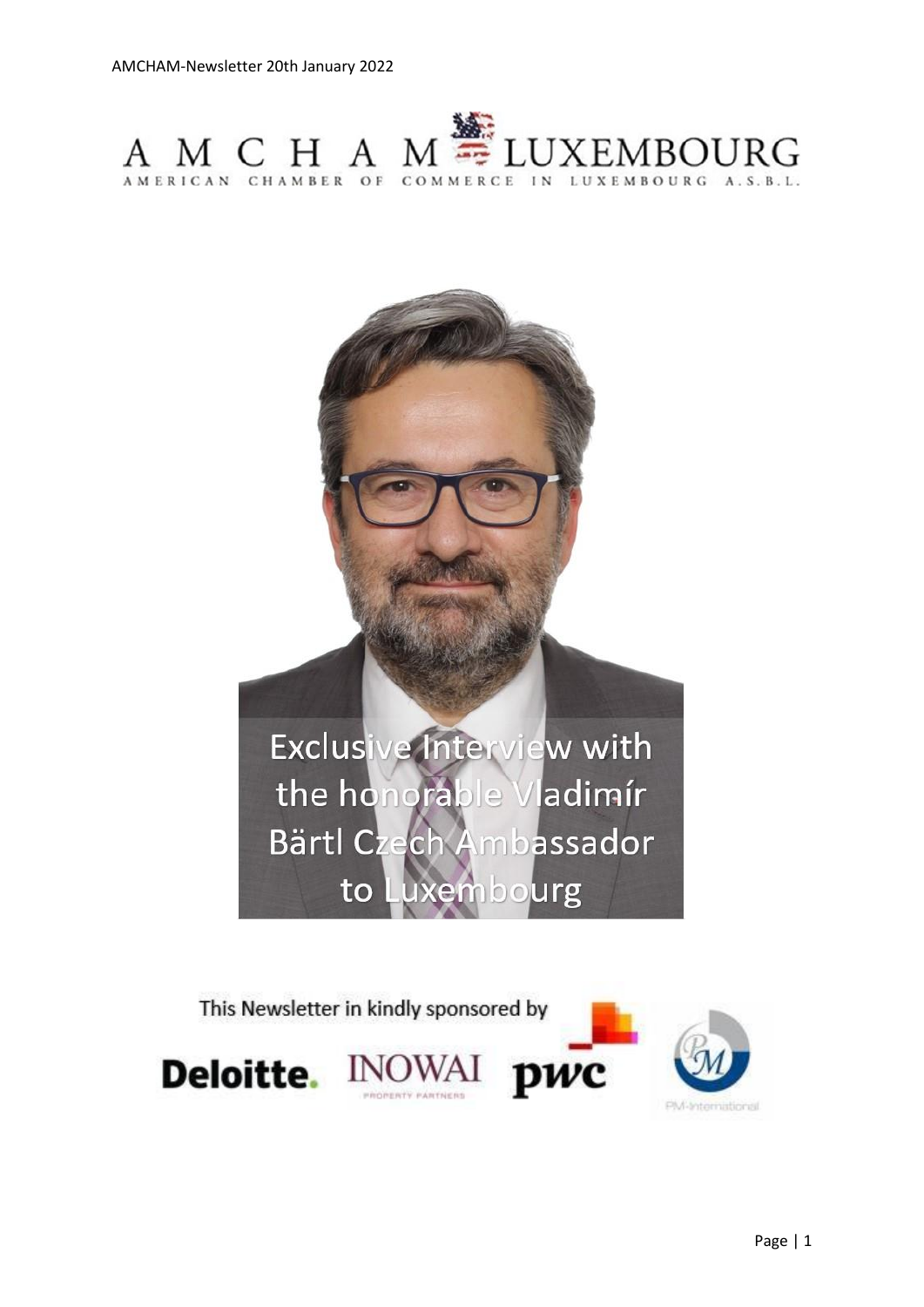# AMCHAM LUXEMBOURG

AMERICAN CHAMBER OF COMMERCE IN LUXEMBOURG A.S.B.L.

## Exclusive Interview with the honorable Vladimír Bärtl Czech Ambassador to Luxembourg

This Newsletter in kindly sponsored by

Deloitte. INOWAI PROPERTY PARTNERS pwc PM-International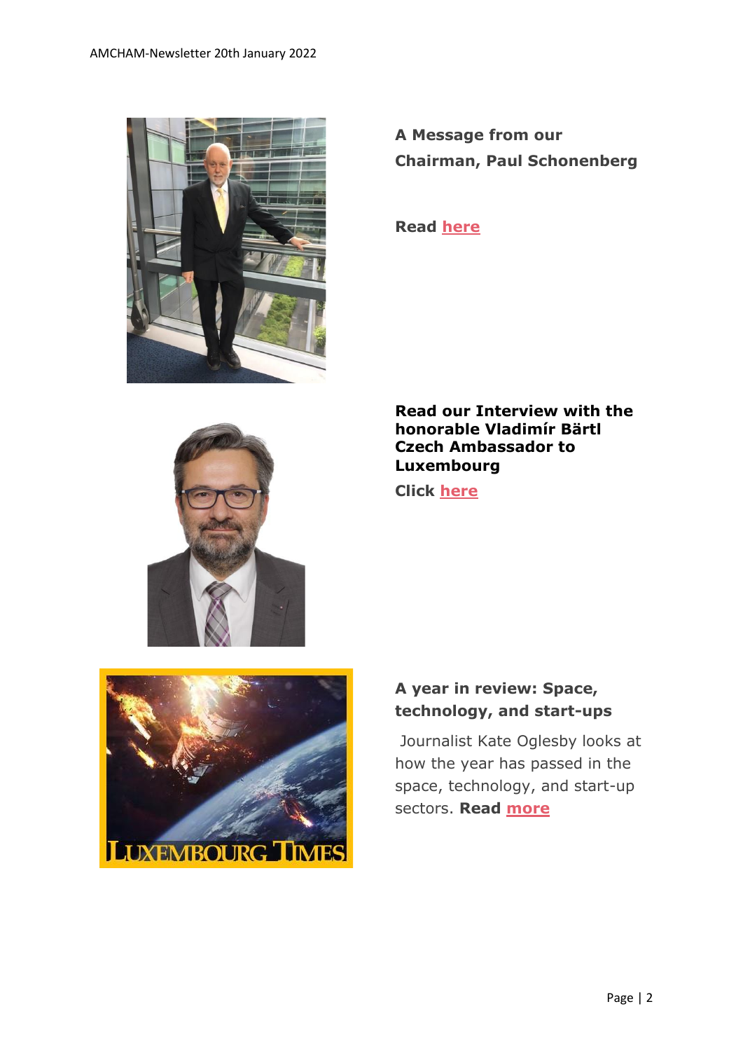**A Message from our Chairman, Paul Schonenberg**

**Read here**

**Read our Interview with the honorable Vladimír Bärtl Czech Ambassador to Luxembourg**

**Click here**

**A year in review: Space, technology, and start-ups**

Journalist Kate Oglesby looks at how the year has passed in the space, technology, and start-up sectors. **Read more**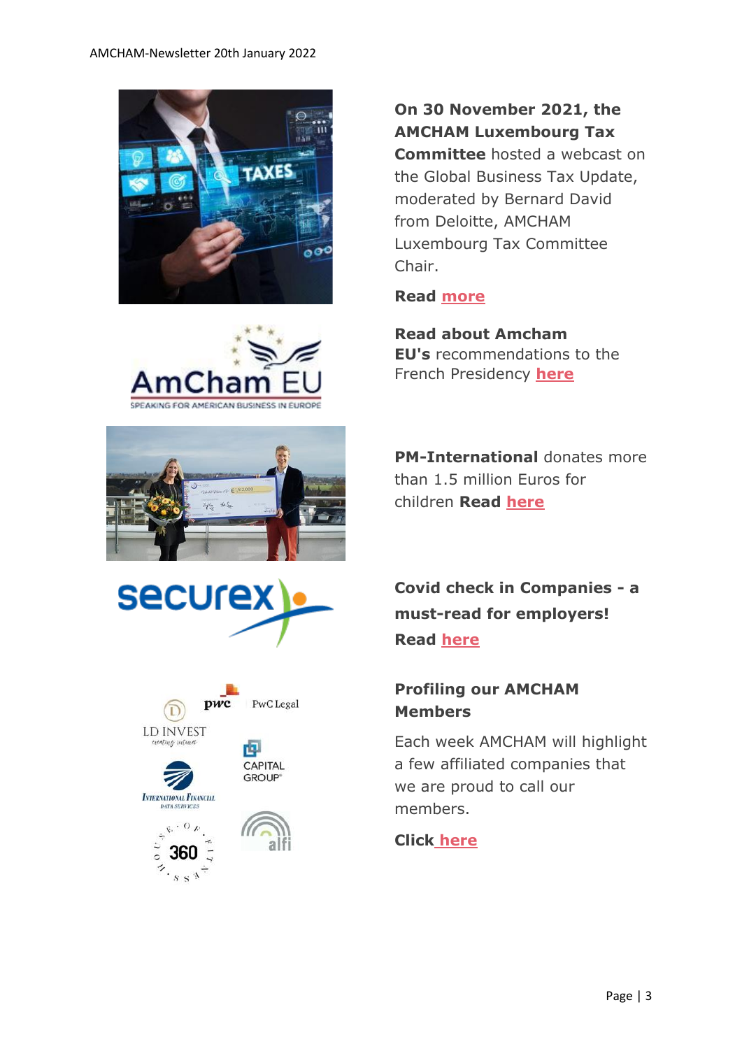**On 30 November 2021, the AMCHAM Luxembourg Tax Committee** hosted a webcast on the Global Business Tax Update, moderated by Bernard David from Deloitte, AMCHAM Luxembourg Tax Committee Chair.

**Read more**

**Read about Amcham EU's** recommendations to the French Presidency **here**

**PM-International** donates more than 1.5 million Euros for children **Read here**

**Covid check in Companies - a must-read for employers! Read here**

**Profiling our AMCHAM Members**

Each week AMCHAM will highlight a few affiliated companies that we are proud to call our members.

**Click here**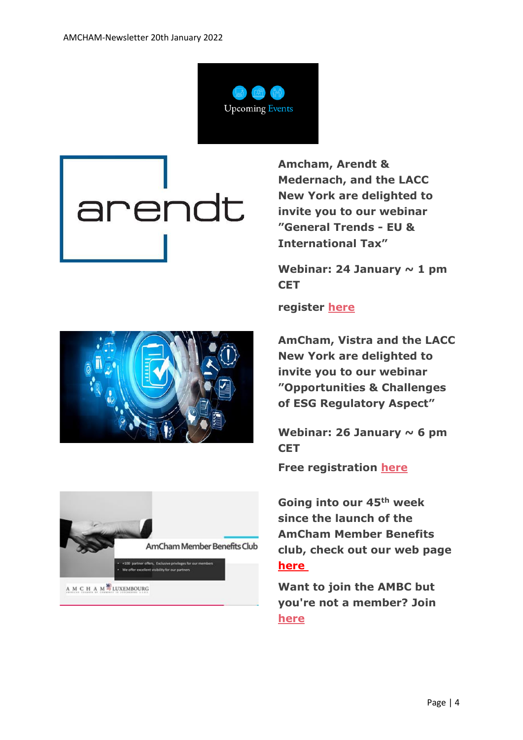Upcoming Events

**Amcham, Arendt & Medernach, and the LACC New York are delighted to invite you to our webinar "General Trends - EU & International Tax"**

**Webinar: 24 January ~ 1 pm CET**

**register here**

**AmCham, Vistra and the LACC New York are delighted to invite you to our webinar "Opportunities & Challenges of ESG Regulatory Aspect"**

**Webinar: 26 January ~ 6 pm CET**

**Free registration here**

**Going into our 45th week since the launch of the AmCham Member Benefits club, check out our web page here**

**Want to join the AMBC but you're not a member? Join here**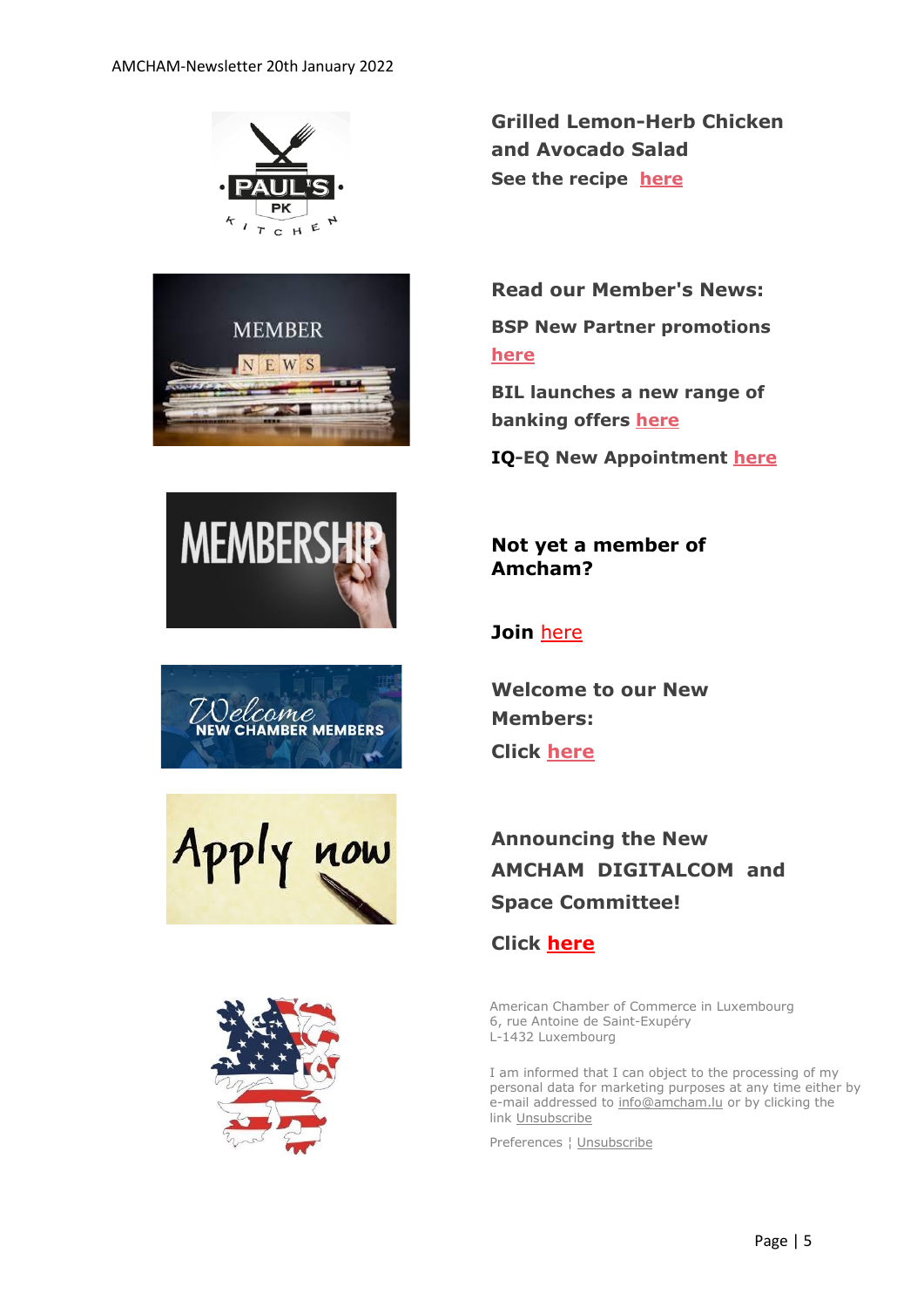**Grilled Lemon-Herb Chicken and Avocado Salad**

**See the recipe here**

**Read our Member's News:**

**BSP New Partner promotions here**

**BIL launches a new range of banking offers here**

**IQ-EQ New Appointment here**

**Not yet a member of Amcham?**

**Join** here

**Welcome to our New Members:**

**Click here**

**Announcing the New AMCHAM DIGITALCOM and Space Committee!**

**Click here**

American Chamber of Commerce in Luxembourg
6, rue Antoine de Saint-Exupéry
L-1432 Luxembourg

I am informed that I can object to the processing of my personal data for marketing purposes at any time either by e-mail addressed to info@amcham.lu or by clicking the link Unsubscribe

Preferences ¦ Unsubscribe